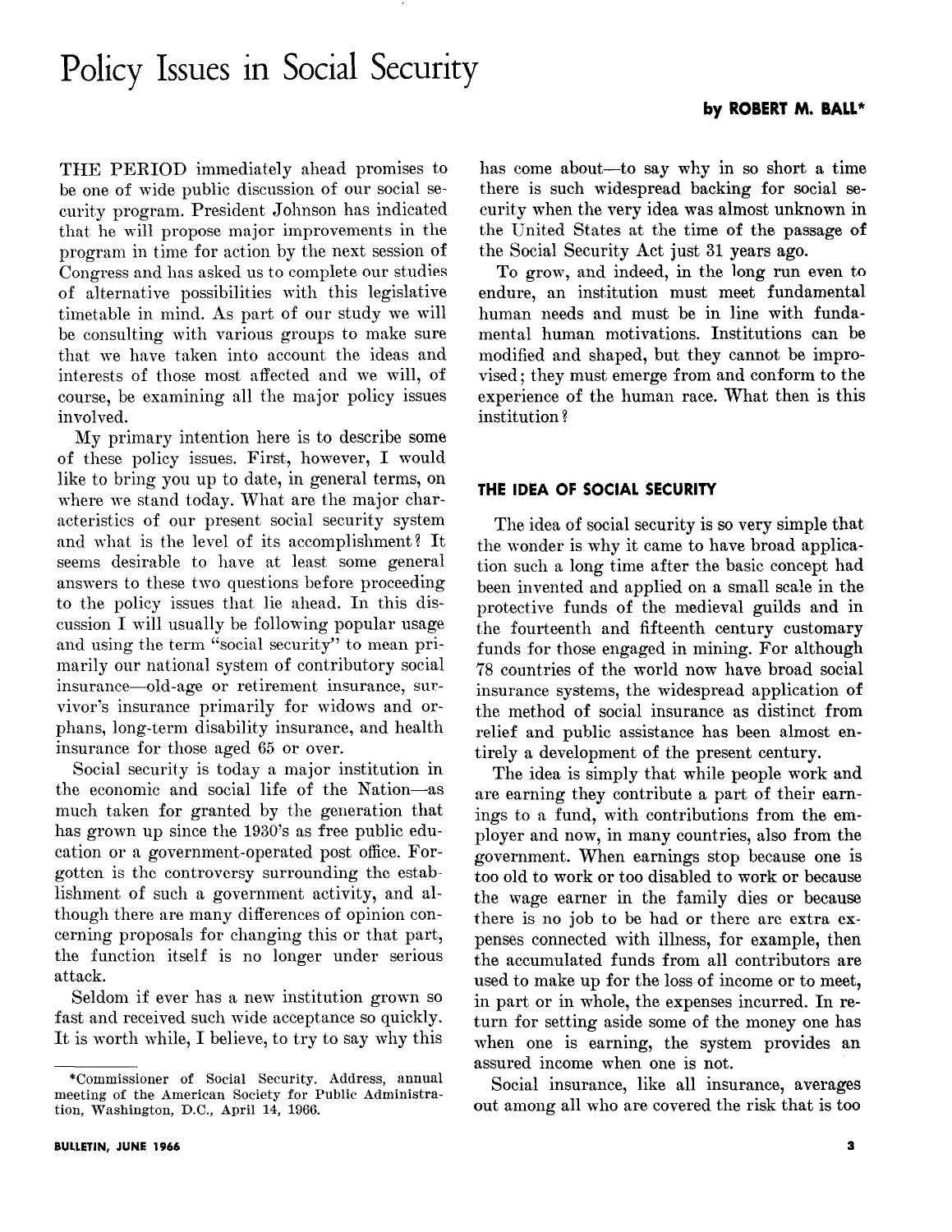# Policy Issues in Social Security

**by ROBERT M. BALL***

THE PERIOD immediately ahead promises to be one of wide public discussion of our social security program. President Johnson has indicated that he will propose major improvements in the program in time for action by the next session of Congress and has asked us to complete our studies of alternative possibilities with this legislative timetable in mind. As part of our study we will be consulting with various groups to make sure that we have taken into account the ideas and interests of those most affected and we will, of course, be examining all the major policy issues involved.

My primary intention here is to describe some of these policy issues. First, however, I would like to bring you up to date, in general terms, on where we stand today. What are the major characteristics of our present social security system and what is the level of its accomplishment? It seems desirable to have at least some general answers to these two questions before proceeding to the policy issues that lie ahead. In this discussion I will usually be following popular usage and using the term "social security" to mean primarily our national system of contributory social insurance—old-age or retirement insurance, survivor's insurance primarily for widows and orphans, long-term disability insurance, and health insurance for those aged 65 or over.

Social security is today a major institution in the economic and social life of the Nation—as much taken for granted by the generation that has grown up since the 1930's as free public education or a government-operated post office. Forgotten is the controversy surrounding the establishment of such a government activity, and although there are many differences of opinion concerning proposals for changing this or that part, the function itself is no longer under serious attack.

Seldom if ever has a new institution grown so fast and received such wide acceptance so quickly. It is worth while, I believe, to try to say why this has come about—to say why in so short a time there is such widespread backing for social security when the very idea was almost unknown in the United States at the time of the passage of the Social Security Act just 31 years ago.

To grow, and indeed, in the long run even to endure, an institution must meet fundamental human needs and must be in line with fundamental human motivations. Institutions can be modified and shaped, but they cannot be improvised; they must emerge from and conform to the experience of the human race. What then is this institution?

## THE IDEA OF SOCIAL SECURITY

The idea of social security is so very simple that the wonder is why it came to have broad application such a long time after the basic concept had been invented and applied on a small scale in the protective funds of the medieval guilds and in the fourteenth and fifteenth century customary funds for those engaged in mining. For although 78 countries of the world now have broad social insurance systems, the widespread application of the method of social insurance as distinct from relief and public assistance has been almost entirely a development of the present century.

The idea is simply that while people work and are earning they contribute a part of their earnings to a fund, with contributions from the employer and now, in many countries, also from the government. When earnings stop because one is too old to work or too disabled to work or because the wage earner in the family dies or because there is no job to be had or there are extra expenses connected with illness, for example, then the accumulated funds from all contributors are used to make up for the loss of income or to meet, in part or in whole, the expenses incurred. In return for setting aside some of the money one has when one is earning, the system provides an assured income when one is not.

Social insurance, like all insurance, averages out among all who are covered the risk that is too

*Commissioner of Social Security. Address, annual meeting of the American Society for Public Administration, Washington, D.C., April 14, 1966.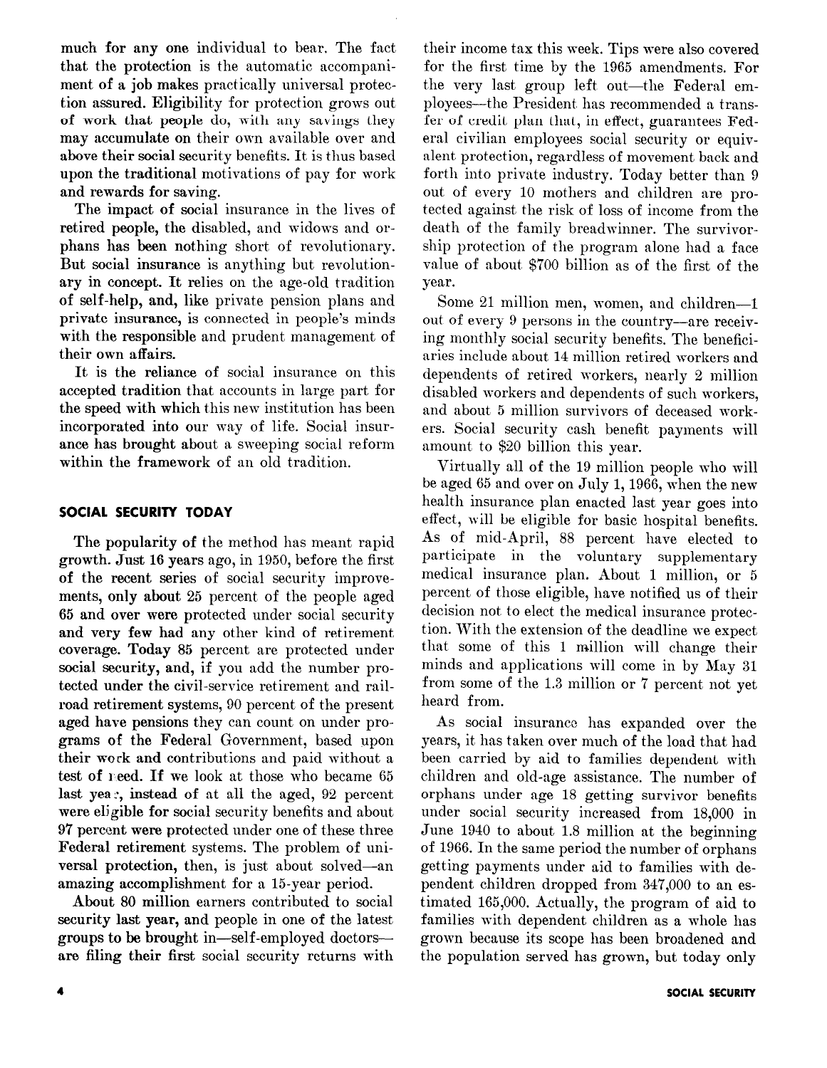much for any one individual to bear. The fact that the protection is the automatic accompaniment of a job makes practically universal protection assured. Eligibility for protection grows out of work that people do, with any savings they may accumulate on their own available over and above their social security benefits. It is thus based upon the traditional motivations of pay for work and rewards for saving.

The impact of social insurance in the lives of retired people, the disabled, and widows and orphans has been nothing short of revolutionary. But social insurance is anything but revolutionary in concept. It relies on the age-old tradition of self-help, and, like private pension plans and private insurance, is connected in people's minds with the responsible and prudent management of their own affairs.

It is the reliance of social insurance on this accepted tradition that accounts in large part for the speed with which this new institution has been incorporated into our way of life. Social insurance has brought about a sweeping social reform within the framework of an old tradition.

## SOCIAL SECURITY TODAY

The popularity of the method has meant rapid growth. Just 16 years ago, in 1950, before the first of the recent series of social security improvements, only about 25 percent of the people aged 65 and over were protected under social security and very few had any other kind of retirement coverage. Today 85 percent are protected under social security, and, if you add the number protected under the civil-service retirement and railroad retirement systems, 90 percent of the present aged have pensions they can count on under programs of the Federal Government, based upon their work and contributions and paid without a test of need. If we look at those who became 65 last year, instead of at all the aged, 92 percent were eligible for social security benefits and about 97 percent were protected under one of these three Federal retirement systems. The problem of universal protection, then, is just about solved—an amazing accomplishment for a 15-year period.

About 80 million earners contributed to social security last year, and people in one of the latest groups to be brought in—self-employed doctors—are filing their first social security returns with their income tax this week. Tips were also covered for the first time by the 1965 amendments. For the very last group left out—the Federal employees—the President has recommended a transfer of credit plan that, in effect, guarantees Federal civilian employees social security or equivalent protection, regardless of movement back and forth into private industry. Today better than 9 out of every 10 mothers and children are protected against the risk of loss of income from the death of the family breadwinner. The survivorship protection of the program alone had a face value of about $700 billion as of the first of the year.

Some 21 million men, women, and children—1 out of every 9 persons in the country—are receiving monthly social security benefits. The beneficiaries include about 14 million retired workers and dependents of retired workers, nearly 2 million disabled workers and dependents of such workers, and about 5 million survivors of deceased workers. Social security cash benefit payments will amount to $20 billion this year.

Virtually all of the 19 million people who will be aged 65 and over on July 1, 1966, when the new health insurance plan enacted last year goes into effect, will be eligible for basic hospital benefits. As of mid-April, 88 percent have elected to participate in the voluntary supplementary medical insurance plan. About 1 million, or 5 percent of those eligible, have notified us of their decision not to elect the medical insurance protection. With the extension of the deadline we expect that some of this 1 million will change their minds and applications will come in by May 31 from some of the 1.3 million or 7 percent not yet heard from.

As social insurance has expanded over the years, it has taken over much of the load that had been carried by aid to families dependent with children and old-age assistance. The number of orphans under age 18 getting survivor benefits under social security increased from 18,000 in June 1940 to about 1.8 million at the beginning of 1966. In the same period the number of orphans getting payments under aid to families with dependent children dropped from 347,000 to an estimated 165,000. Actually, the program of aid to families with dependent children as a whole has grown because its scope has been broadened and the population served has grown, but today only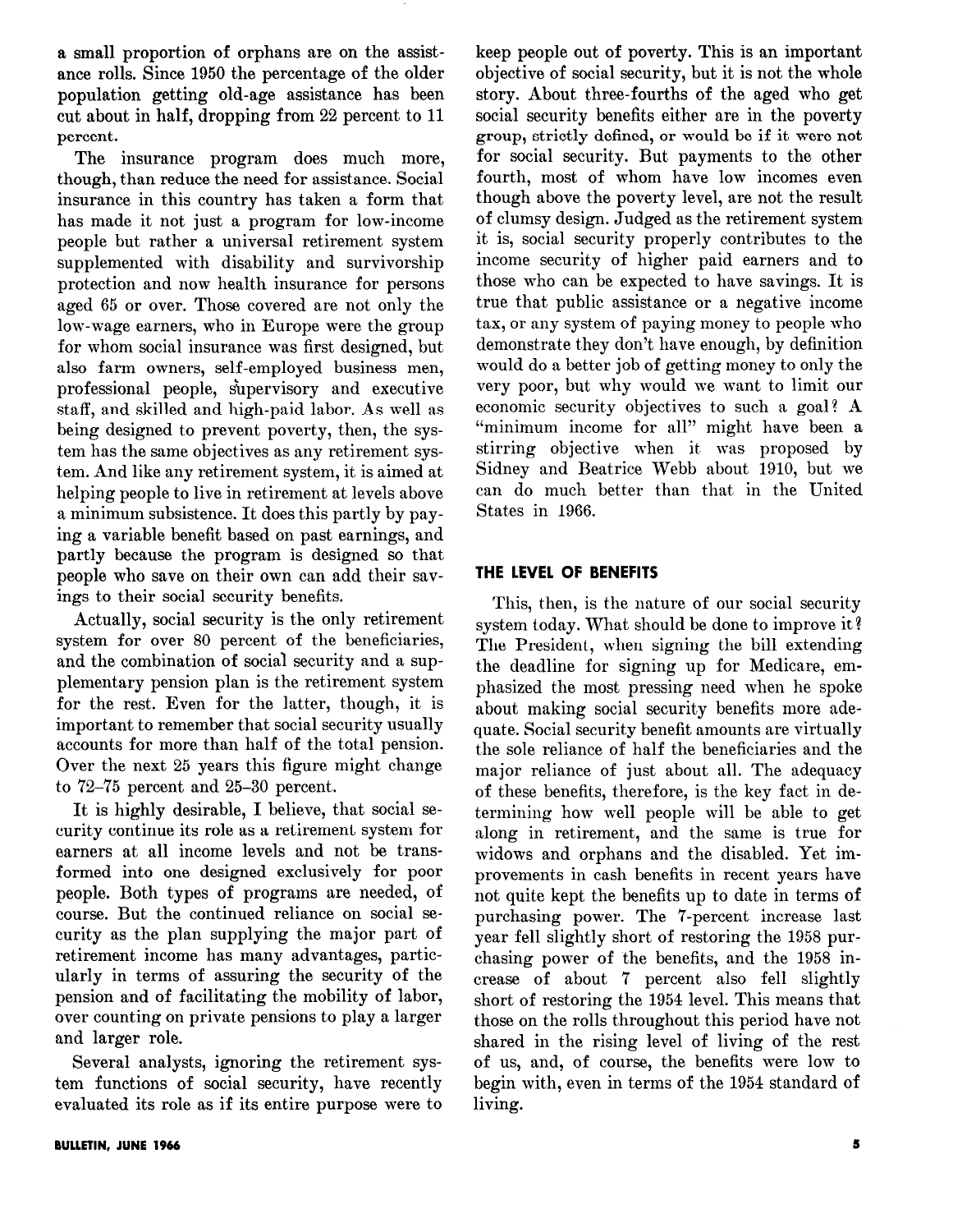a small proportion of orphans are on the assistance rolls. Since 1950 the percentage of the older population getting old-age assistance has been cut about in half, dropping from 22 percent to 11 percent.

The insurance program does much more, though, than reduce the need for assistance. Social insurance in this country has taken a form that has made it not just a program for low-income people but rather a universal retirement system supplemented with disability and survivorship protection and now health insurance for persons aged 65 or over. Those covered are not only the low-wage earners, who in Europe were the group for whom social insurance was first designed, but also farm owners, self-employed business men, professional people, supervisory and executive staff, and skilled and high-paid labor. As well as being designed to prevent poverty, then, the system has the same objectives as any retirement system. And like any retirement system, it is aimed at helping people to live in retirement at levels above a minimum subsistence. It does this partly by paying a variable benefit based on past earnings, and partly because the program is designed so that people who save on their own can add their savings to their social security benefits.

Actually, social security is the only retirement system for over 80 percent of the beneficiaries, and the combination of social security and a supplementary pension plan is the retirement system for the rest. Even for the latter, though, it is important to remember that social security usually accounts for more than half of the total pension. Over the next 25 years this figure might change to 72–75 percent and 25–30 percent.

It is highly desirable, I believe, that social security continue its role as a retirement system for earners at all income levels and not be transformed into one designed exclusively for poor people. Both types of programs are needed, of course. But the continued reliance on social security as the plan supplying the major part of retirement income has many advantages, particularly in terms of assuring the security of the pension and of facilitating the mobility of labor, over counting on private pensions to play a larger and larger role.

Several analysts, ignoring the retirement system functions of social security, have recently evaluated its role as if its entire purpose were to keep people out of poverty. This is an important objective of social security, but it is not the whole story. About three-fourths of the aged who get social security benefits either are in the poverty group, strictly defined, or would be if it were not for social security. But payments to the other fourth, most of whom have low incomes even though above the poverty level, are not the result of clumsy design. Judged as the retirement system it is, social security properly contributes to the income security of higher paid earners and to those who can be expected to have savings. It is true that public assistance or a negative income tax, or any system of paying money to people who demonstrate they don't have enough, by definition would do a better job of getting money to only the very poor, but why would we want to limit our economic security objectives to such a goal? A "minimum income for all" might have been a stirring objective when it was proposed by Sidney and Beatrice Webb about 1910, but we can do much better than that in the United States in 1966.

## THE LEVEL OF BENEFITS

This, then, is the nature of our social security system today. What should be done to improve it? The President, when signing the bill extending the deadline for signing up for Medicare, emphasized the most pressing need when he spoke about making social security benefits more adequate. Social security benefit amounts are virtually the sole reliance of half the beneficiaries and the major reliance of just about all. The adequacy of these benefits, therefore, is the key fact in determining how well people will be able to get along in retirement, and the same is true for widows and orphans and the disabled. Yet improvements in cash benefits in recent years have not quite kept the benefits up to date in terms of purchasing power. The 7-percent increase last year fell slightly short of restoring the 1958 purchasing power of the benefits, and the 1958 increase of about 7 percent also fell slightly short of restoring the 1954 level. This means that those on the rolls throughout this period have not shared in the rising level of living of the rest of us, and, of course, the benefits were low to begin with, even in terms of the 1954 standard of living.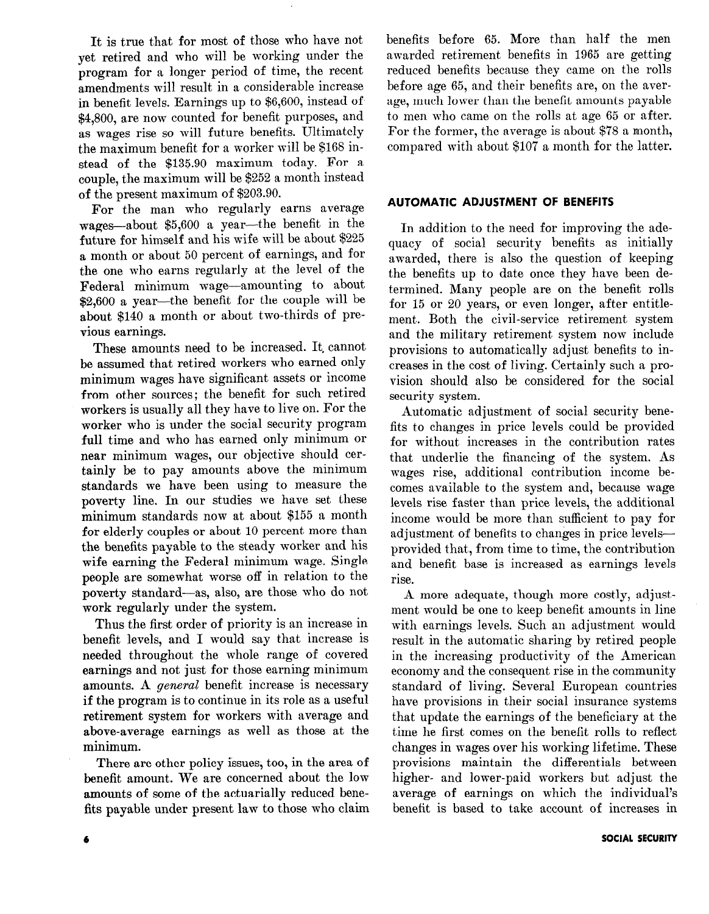It is true that for most of those who have not yet retired and who will be working under the program for a longer period of time, the recent amendments will result in a considerable increase in benefit levels. Earnings up to $6,600, instead of $4,800, are now counted for benefit purposes, and as wages rise so will future benefits. Ultimately the maximum benefit for a worker will be $168 instead of the $135.90 maximum today. For a couple, the maximum will be $252 a month instead of the present maximum of $203.90.

For the man who regularly earns average wages—about $5,600 a year—the benefit in the future for himself and his wife will be about $225 a month or about 50 percent of earnings, and for the one who earns regularly at the level of the Federal minimum wage—amounting to about $2,600 a year—the benefit for the couple will be about $140 a month or about two-thirds of previous earnings.

These amounts need to be increased. It cannot be assumed that retired workers who earned only minimum wages have significant assets or income from other sources; the benefit for such retired workers is usually all they have to live on. For the worker who is under the social security program full time and who has earned only minimum or near minimum wages, our objective should certainly be to pay amounts above the minimum standards we have been using to measure the poverty line. In our studies we have set these minimum standards now at about $155 a month for elderly couples or about 10 percent more than the benefits payable to the steady worker and his wife earning the Federal minimum wage. Single people are somewhat worse off in relation to the poverty standard—as, also, are those who do not work regularly under the system.

Thus the first order of priority is an increase in benefit levels, and I would say that increase is needed throughout the whole range of covered earnings and not just for those earning minimum amounts. A *general* benefit increase is necessary if the program is to continue in its role as a useful retirement system for workers with average and above-average earnings as well as those at the minimum.

There are other policy issues, too, in the area of benefit amount. We are concerned about the low amounts of some of the actuarially reduced benefits payable under present law to those who claim benefits before 65. More than half the men awarded retirement benefits in 1965 are getting reduced benefits because they came on the rolls before age 65, and their benefits are, on the average, much lower than the benefit amounts payable to men who came on the rolls at age 65 or after. For the former, the average is about $78 a month, compared with about $107 a month for the latter.

## AUTOMATIC ADJUSTMENT OF BENEFITS

In addition to the need for improving the adequacy of social security benefits as initially awarded, there is also the question of keeping the benefits up to date once they have been determined. Many people are on the benefit rolls for 15 or 20 years, or even longer, after entitlement. Both the civil-service retirement system and the military retirement system now include provisions to automatically adjust benefits to increases in the cost of living. Certainly such a provision should also be considered for the social security system.

Automatic adjustment of social security benefits to changes in price levels could be provided for without increases in the contribution rates that underlie the financing of the system. As wages rise, additional contribution income becomes available to the system and, because wage levels rise faster than price levels, the additional income would be more than sufficient to pay for adjustment of benefits to changes in price levels—provided that, from time to time, the contribution and benefit base is increased as earnings levels rise.

A more adequate, though more costly, adjustment would be one to keep benefit amounts in line with earnings levels. Such an adjustment would result in the automatic sharing by retired people in the increasing productivity of the American economy and the consequent rise in the community standard of living. Several European countries have provisions in their social insurance systems that update the earnings of the beneficiary at the time he first comes on the benefit rolls to reflect changes in wages over his working lifetime. These provisions maintain the differentials between higher- and lower-paid workers but adjust the average of earnings on which the individual's benefit is based to take account of increases in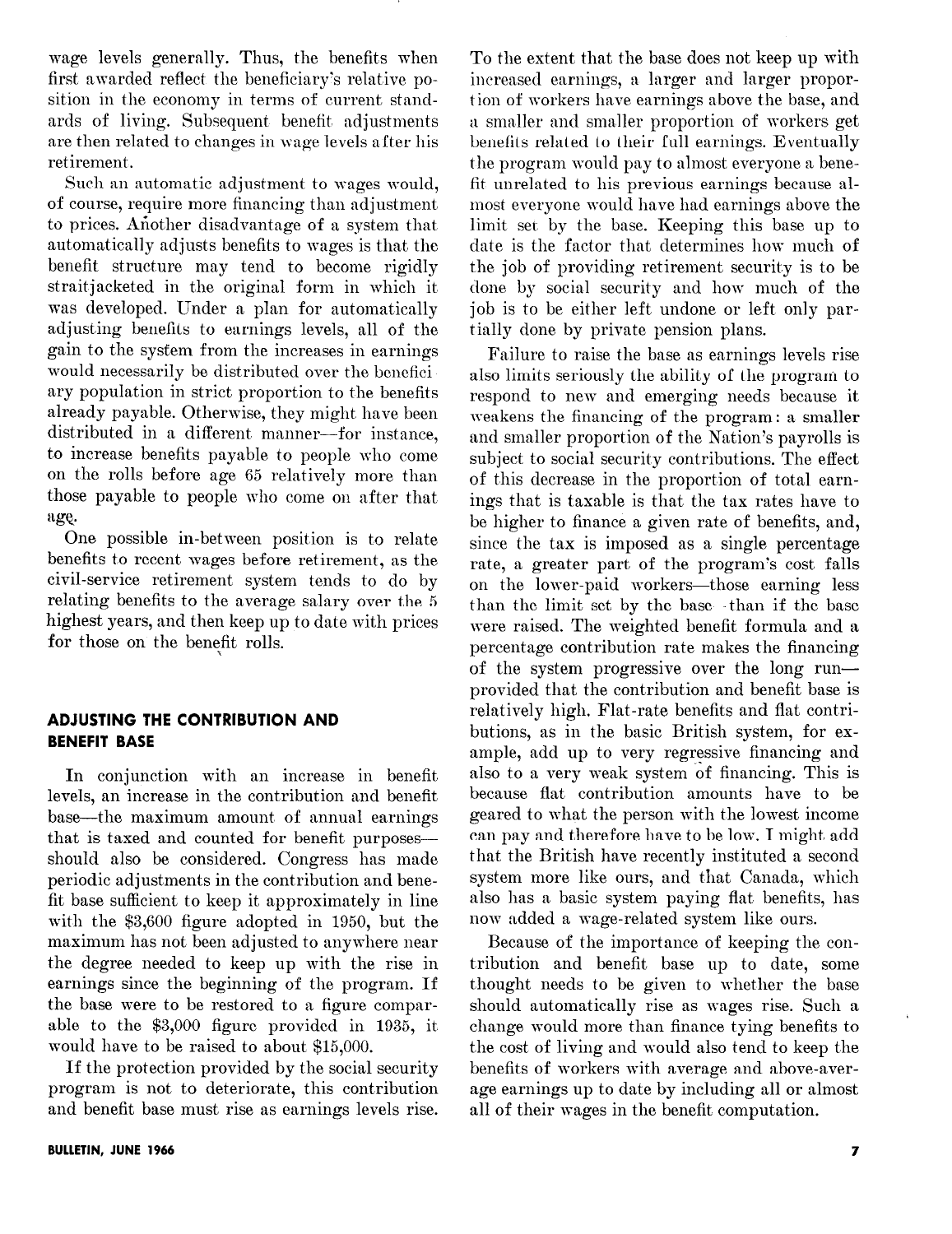wage levels generally. Thus, the benefits when first awarded reflect the beneficiary's relative position in the economy in terms of current standards of living. Subsequent benefit adjustments are then related to changes in wage levels after his retirement.

Such an automatic adjustment to wages would, of course, require more financing than adjustment to prices. Another disadvantage of a system that automatically adjusts benefits to wages is that the benefit structure may tend to become rigidly straitjacketed in the original form in which it was developed. Under a plan for automatically adjusting benefits to earnings levels, all of the gain to the system from the increases in earnings would necessarily be distributed over the beneficiary population in strict proportion to the benefits already payable. Otherwise, they might have been distributed in a different manner—for instance, to increase benefits payable to people who come on the rolls before age 65 relatively more than those payable to people who come on after that age.

One possible in-between position is to relate benefits to recent wages before retirement, as the civil-service retirement system tends to do by relating benefits to the average salary over the 5 highest years, and then keep up to date with prices for those on the benefit rolls.

## ADJUSTING THE CONTRIBUTION AND BENEFIT BASE

In conjunction with an increase in benefit levels, an increase in the contribution and benefit base—the maximum amount of annual earnings that is taxed and counted for benefit purposes—should also be considered. Congress has made periodic adjustments in the contribution and benefit base sufficient to keep it approximately in line with the $3,600 figure adopted in 1950, but the maximum has not been adjusted to anywhere near the degree needed to keep up with the rise in earnings since the beginning of the program. If the base were to be restored to a figure comparable to the $3,000 figure provided in 1935, it would have to be raised to about $15,000.

If the protection provided by the social security program is not to deteriorate, this contribution and benefit base must rise as earnings levels rise. To the extent that the base does not keep up with increased earnings, a larger and larger proportion of workers have earnings above the base, and a smaller and smaller proportion of workers get benefits related to their full earnings. Eventually the program would pay to almost everyone a benefit unrelated to his previous earnings because almost everyone would have had earnings above the limit set by the base. Keeping this base up to date is the factor that determines how much of the job of providing retirement security is to be done by social security and how much of the job is to be either left undone or left only partially done by private pension plans.

Failure to raise the base as earnings levels rise also limits seriously the ability of the program to respond to new and emerging needs because it weakens the financing of the program: a smaller and smaller proportion of the Nation's payrolls is subject to social security contributions. The effect of this decrease in the proportion of total earnings that is taxable is that the tax rates have to be higher to finance a given rate of benefits, and, since the tax is imposed as a single percentage rate, a greater part of the program's cost falls on the lower-paid workers—those earning less than the limit set by the base—than if the base were raised. The weighted benefit formula and a percentage contribution rate makes the financing of the system progressive over the long run—provided that the contribution and benefit base is relatively high. Flat-rate benefits and flat contributions, as in the basic British system, for example, add up to very regressive financing and also to a very weak system of financing. This is because flat contribution amounts have to be geared to what the person with the lowest income can pay and therefore have to be low. I might add that the British have recently instituted a second system more like ours, and that Canada, which also has a basic system paying flat benefits, has now added a wage-related system like ours.

Because of the importance of keeping the contribution and benefit base up to date, some thought needs to be given to whether the base should automatically rise as wages rise. Such a change would more than finance tying benefits to the cost of living and would also tend to keep the benefits of workers with average and above-average earnings up to date by including all or almost all of their wages in the benefit computation.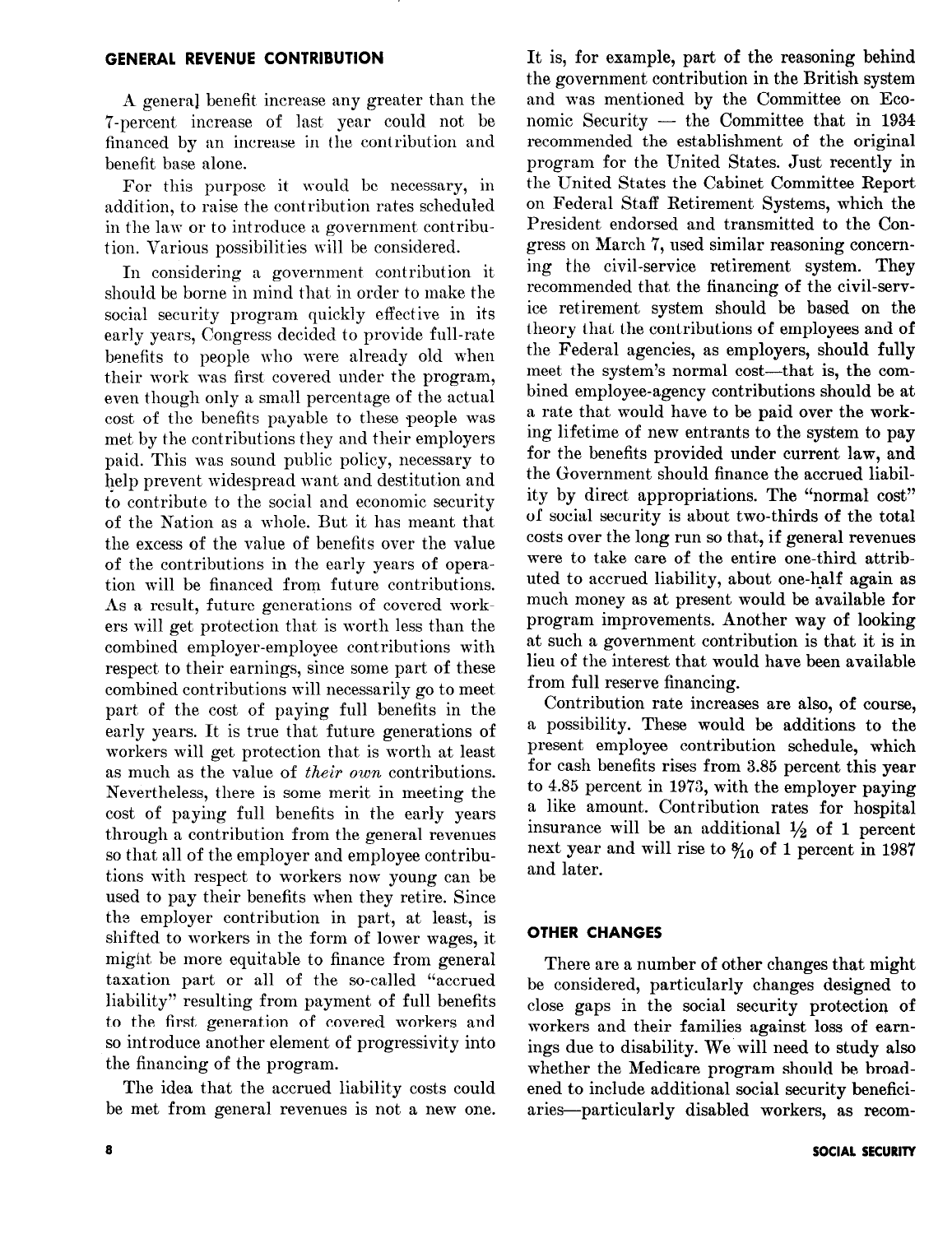## GENERAL REVENUE CONTRIBUTION

A general benefit increase any greater than the 7-percent increase of last year could not be financed by an increase in the contribution and benefit base alone.

For this purpose it would be necessary, in addition, to raise the contribution rates scheduled in the law or to introduce a government contribution. Various possibilities will be considered.

In considering a government contribution it should be borne in mind that in order to make the social security program quickly effective in its early years, Congress decided to provide full-rate benefits to people who were already old when their work was first covered under the program, even though only a small percentage of the actual cost of the benefits payable to these people was met by the contributions they and their employers paid. This was sound public policy, necessary to help prevent widespread want and destitution and to contribute to the social and economic security of the Nation as a whole. But it has meant that the excess of the value of benefits over the value of the contributions in the early years of operation will be financed from future contributions. As a result, future generations of covered workers will get protection that is worth less than the combined employer-employee contributions with respect to their earnings, since some part of these combined contributions will necessarily go to meet part of the cost of paying full benefits in the early years. It is true that future generations of workers will get protection that is worth at least as much as the value of *their own* contributions. Nevertheless, there is some merit in meeting the cost of paying full benefits in the early years through a contribution from the general revenues so that all of the employer and employee contributions with respect to workers now young can be used to pay their benefits when they retire. Since the employer contribution in part, at least, is shifted to workers in the form of lower wages, it might be more equitable to finance from general taxation part or all of the so-called "accrued liability" resulting from payment of full benefits to the first generation of covered workers and so introduce another element of progressivity into the financing of the program.

The idea that the accrued liability costs could be met from general revenues is not a new one. It is, for example, part of the reasoning behind the government contribution in the British system and was mentioned by the Committee on Economic Security — the Committee that in 1934 recommended the establishment of the original program for the United States. Just recently in the United States the Cabinet Committee Report on Federal Staff Retirement Systems, which the President endorsed and transmitted to the Congress on March 7, used similar reasoning concerning the civil-service retirement system. They recommended that the financing of the civil-service retirement system should be based on the theory that the contributions of employees and of the Federal agencies, as employers, should fully meet the system's normal cost—that is, the combined employee-agency contributions should be at a rate that would have to be paid over the working lifetime of new entrants to the system to pay for the benefits provided under current law, and the Government should finance the accrued liability by direct appropriations. The "normal cost" of social security is about two-thirds of the total costs over the long run so that, if general revenues were to take care of the entire one-third attributed to accrued liability, about one-half again as much money as at present would be available for program improvements. Another way of looking at such a government contribution is that it is in lieu of the interest that would have been available from full reserve financing.

Contribution rate increases are also, of course, a possibility. These would be additions to the present employee contribution schedule, which for cash benefits rises from 3.85 percent this year to 4.85 percent in 1973, with the employer paying a like amount. Contribution rates for hospital insurance will be an additional ½ of 1 percent next year and will rise to 8/10 of 1 percent in 1987 and later.

## OTHER CHANGES

There are a number of other changes that might be considered, particularly changes designed to close gaps in the social security protection of workers and their families against loss of earnings due to disability. We will need to study also whether the Medicare program should be broadened to include additional social security beneficiaries—particularly disabled workers, as recom-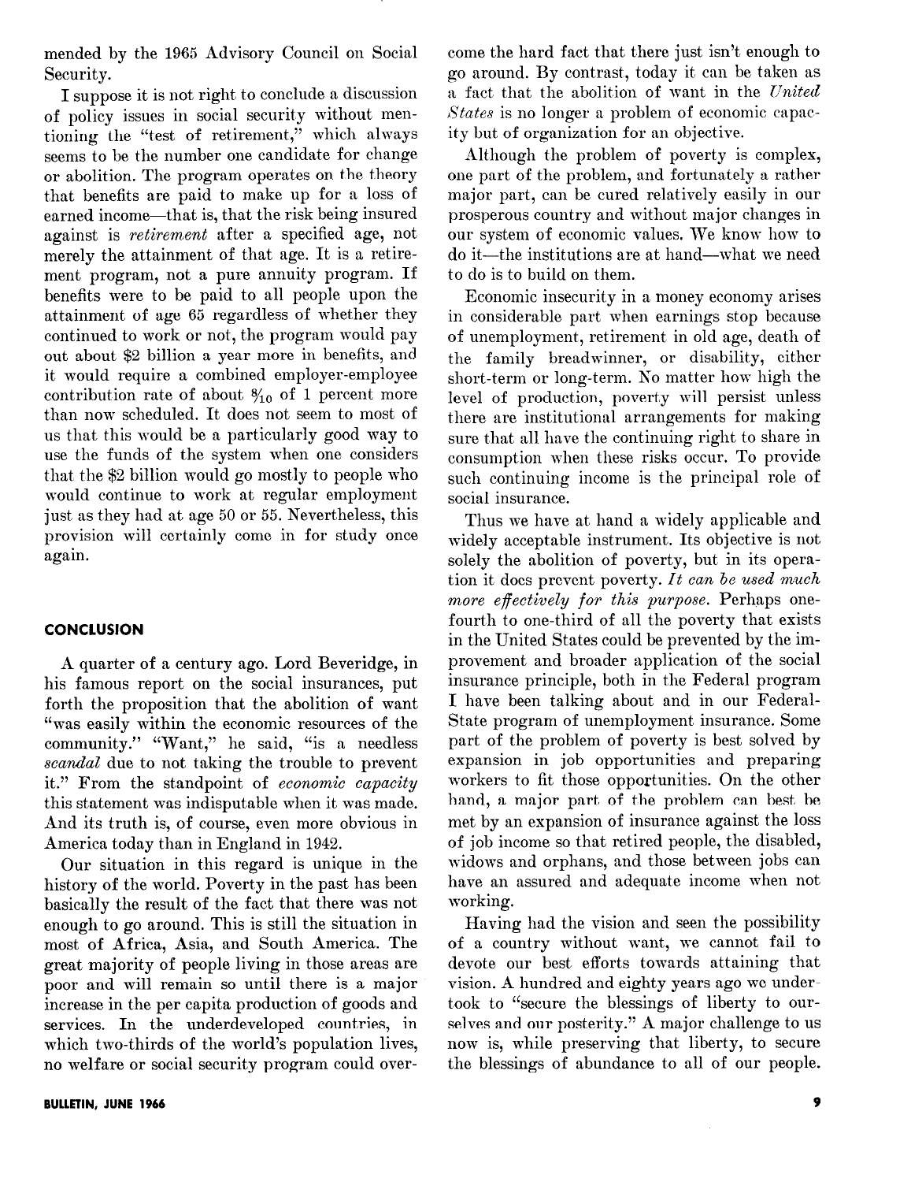mended by the 1965 Advisory Council on Social Security.

I suppose it is not right to conclude a discussion of policy issues in social security without mentioning the "test of retirement," which always seems to be the number one candidate for change or abolition. The program operates on the theory that benefits are paid to make up for a loss of earned income—that is, that the risk being insured against is *retirement* after a specified age, not merely the attainment of that age. It is a retirement program, not a pure annuity program. If benefits were to be paid to all people upon the attainment of age 65 regardless of whether they continued to work or not, the program would pay out about $2 billion a year more in benefits, and it would require a combined employer-employee contribution rate of about $\frac{8}{10}$ of 1 percent more than now scheduled. It does not seem to most of us that this would be a particularly good way to use the funds of the system when one considers that the $2 billion would go mostly to people who would continue to work at regular employment just as they had at age 50 or 55. Nevertheless, this provision will certainly come in for study once again.

## CONCLUSION

A quarter of a century ago. Lord Beveridge, in his famous report on the social insurances, put forth the proposition that the abolition of want "was easily within the economic resources of the community." "Want," he said, "is a needless *scandal* due to not taking the trouble to prevent it." From the standpoint of *economic capacity* this statement was indisputable when it was made. And its truth is, of course, even more obvious in America today than in England in 1942.

Our situation in this regard is unique in the history of the world. Poverty in the past has been basically the result of the fact that there was not enough to go around. This is still the situation in most of Africa, Asia, and South America. The great majority of people living in those areas are poor and will remain so until there is a major increase in the per capita production of goods and services. In the underdeveloped countries, in which two-thirds of the world's population lives, no welfare or social security program could overcome the hard fact that there just isn't enough to go around. By contrast, today it can be taken as a fact that the abolition of want in the *United States* is no longer a problem of economic capacity but of organization for an objective.

Although the problem of poverty is complex, one part of the problem, and fortunately a rather major part, can be cured relatively easily in our prosperous country and without major changes in our system of economic values. We know how to do it—the institutions are at hand—what we need to do is to build on them.

Economic insecurity in a money economy arises in considerable part when earnings stop because of unemployment, retirement in old age, death of the family breadwinner, or disability, either short-term or long-term. No matter how high the level of production, poverty will persist unless there are institutional arrangements for making sure that all have the continuing right to share in consumption when these risks occur. To provide such continuing income is the principal role of social insurance.

Thus we have at hand a widely applicable and widely acceptable instrument. Its objective is not solely the abolition of poverty, but in its operation it does prevent poverty. *It can be used much more effectively for this purpose.* Perhaps one-fourth to one-third of all the poverty that exists in the United States could be prevented by the improvement and broader application of the social insurance principle, both in the Federal program I have been talking about and in our Federal-State program of unemployment insurance. Some part of the problem of poverty is best solved by expansion in job opportunities and preparing workers to fit those opportunities. On the other hand, a major part of the problem can best be met by an expansion of insurance against the loss of job income so that retired people, the disabled, widows and orphans, and those between jobs can have an assured and adequate income when not working.

Having had the vision and seen the possibility of a country without want, we cannot fail to devote our best efforts towards attaining that vision. A hundred and eighty years ago we undertook to "secure the blessings of liberty to ourselves and our posterity." A major challenge to us now is, while preserving that liberty, to secure the blessings of abundance to all of our people.